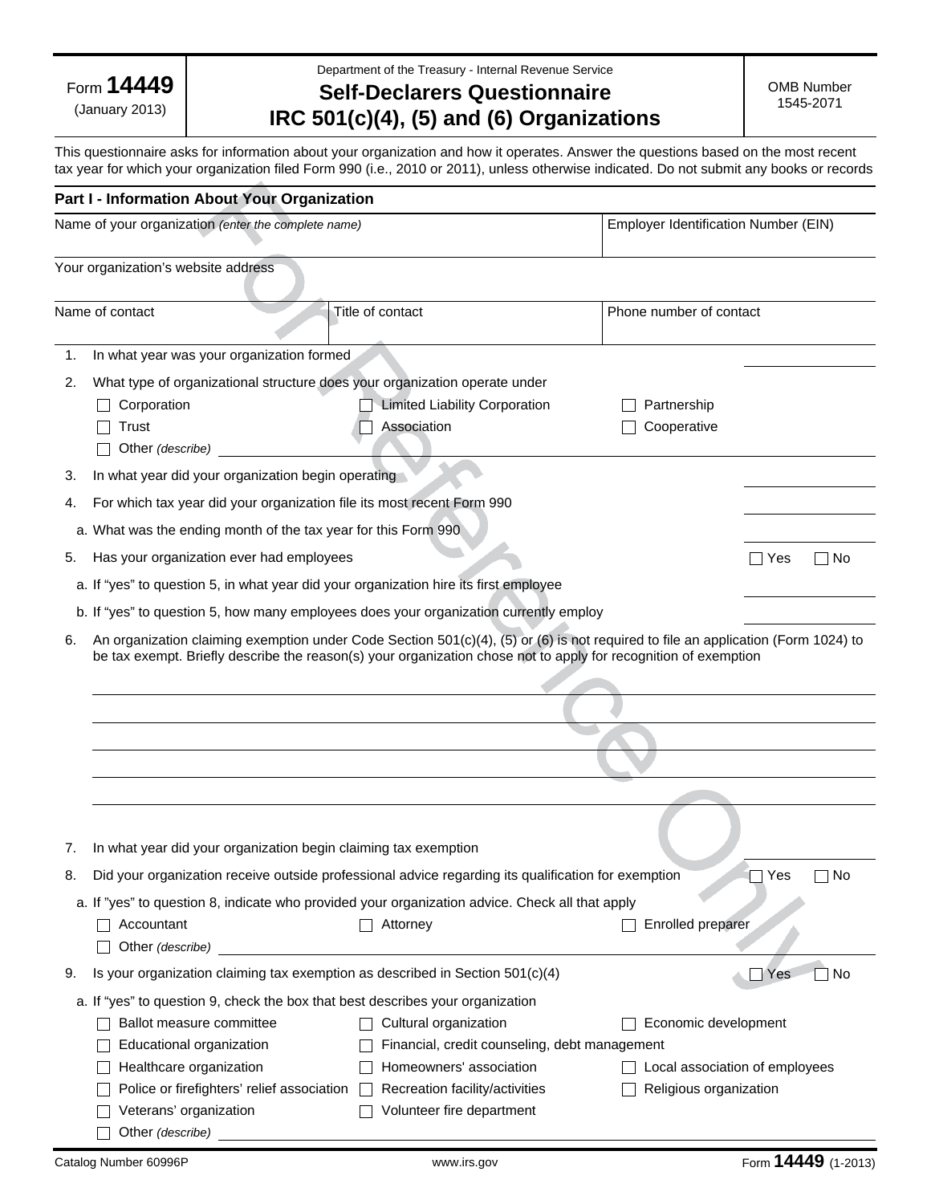Form **14449** (January 2013)

Department of the Treasury - Internal Revenue Service

# Self-Declarers Questionnaire IRC 501(c)(4), (5) and (6) Organizations

OMB Number 1545-2071

This questionnaire asks for information about your organization and how it operates. Answer the questions based on the most recent tax year for which your organization filed Form 990 (i.e., 2010 or 2011), unless otherwise indicated. Do not submit any books or records

## Part I - Information About Your Organization

| Name of your organization *(enter the complete name)* | | Employer Identification Number (EIN) |
|---|---|---|
| Your organization's website address | | |
| Name of contact | Title of contact | Phone number of contact |

1. In what year was your organization formed

2. What type of organizational structure does your organization operate under
   - ☐ Corporation ☐ Limited Liability Corporation ☐ Partnership
   - ☐ Trust ☐ Association ☐ Cooperative
   - ☐ Other *(describe)*

3. In what year did your organization begin operating

4. For which tax year did your organization file its most recent Form 990

   a. What was the ending month of the tax year for this Form 990

5. Has your organization ever had employees ☐ Yes ☐ No

   a. If "yes" to question 5, in what year did your organization hire its first employee

   b. If "yes" to question 5, how many employees does your organization currently employ

6. An organization claiming exemption under Code Section 501(c)(4), (5) or (6) is not required to file an application (Form 1024) to be tax exempt. Briefly describe the reason(s) your organization chose not to apply for recognition of exemption

7. In what year did your organization begin claiming tax exemption

8. Did your organization receive outside professional advice regarding its qualification for exemption ☐ Yes ☐ No

   a. If "yes" to question 8, indicate who provided your organization advice. Check all that apply
   - ☐ Accountant ☐ Attorney ☐ Enrolled preparer
   - ☐ Other *(describe)*

9. Is your organization claiming tax exemption as described in Section 501(c)(4) ☐ Yes ☐ No

   a. If "yes" to question 9, check the box that best describes your organization
   - ☐ Ballot measure committee ☐ Cultural organization ☐ Economic development
   - ☐ Educational organization ☐ Financial, credit counseling, debt management
   - ☐ Healthcare organization ☐ Homeowners' association ☐ Local association of employees
   - ☐ Police or firefighters' relief association ☐ Recreation facility/activities ☐ Religious organization
   - ☐ Veterans' organization ☐ Volunteer fire department
   - ☐ Other *(describe)*

Catalog Number 60996P www.irs.gov Form **14449** (1-2013)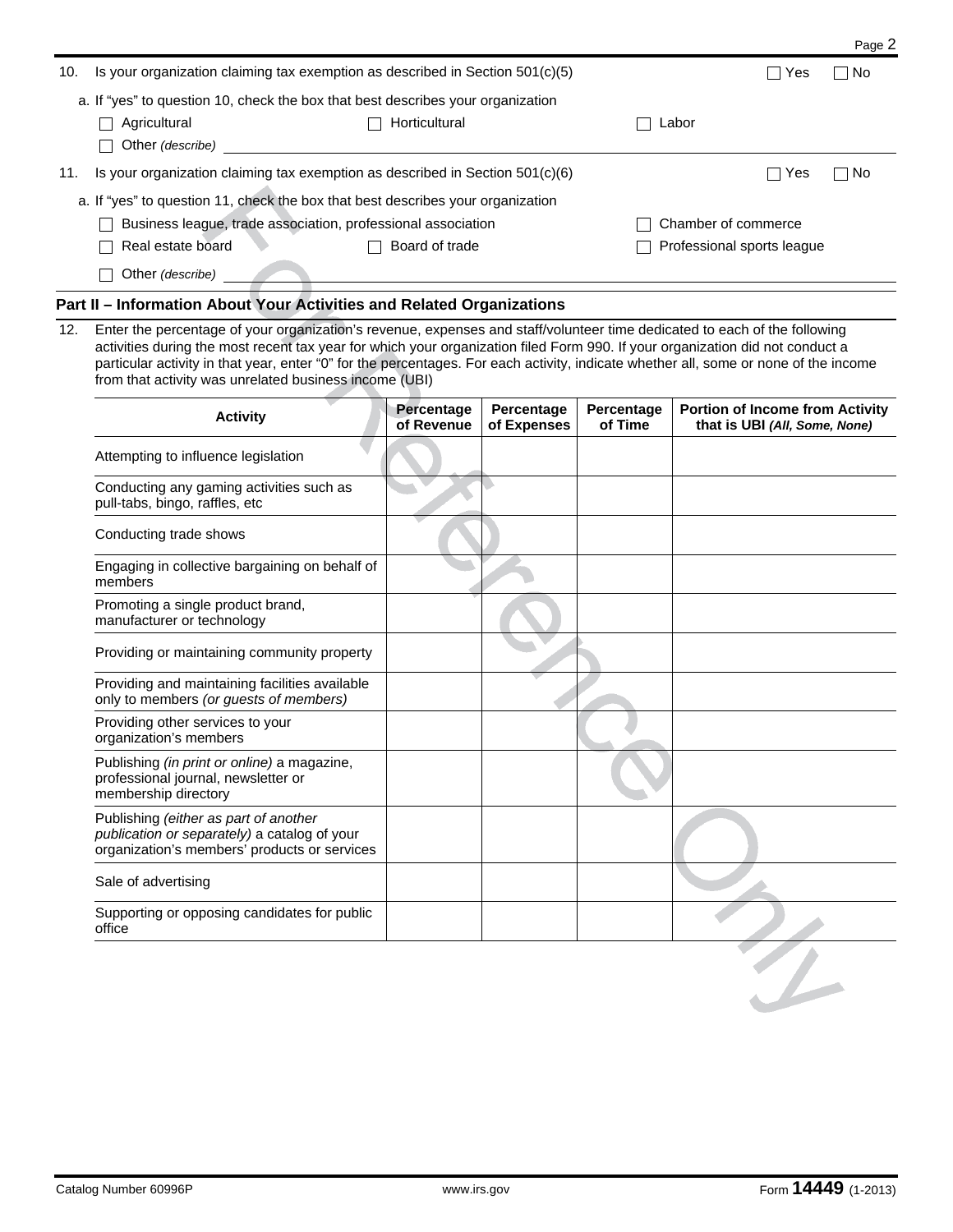10. Is your organization claiming tax exemption as described in Section 501(c)(5) ☐ Yes ☐ No

a. If "yes" to question 10, check the box that best describes your organization

☐ Agricultural ☐ Horticultural ☐ Labor

☐ Other *(describe)*

11. Is your organization claiming tax exemption as described in Section 501(c)(6) ☐ Yes ☐ No

a. If "yes" to question 11, check the box that best describes your organization

☐ Business league, trade association, professional association ☐ Chamber of commerce

☐ Real estate board ☐ Board of trade ☐ Professional sports league

☐ Other *(describe)*

## Part II – Information About Your Activities and Related Organizations

12. Enter the percentage of your organization's revenue, expenses and staff/volunteer time dedicated to each of the following activities during the most recent tax year for which your organization filed Form 990. If your organization did not conduct a particular activity in that year, enter "0" for the percentages. For each activity, indicate whether all, some or none of the income from that activity was unrelated business income (UBI)

| Activity | Percentage of Revenue | Percentage of Expenses | Percentage of Time | Portion of Income from Activity that is UBI *(All, Some, None)* |
|---|---|---|---|---|
| Attempting to influence legislation | | | | |
| Conducting any gaming activities such as pull-tabs, bingo, raffles, etc | | | | |
| Conducting trade shows | | | | |
| Engaging in collective bargaining on behalf of members | | | | |
| Promoting a single product brand, manufacturer or technology | | | | |
| Providing or maintaining community property | | | | |
| Providing and maintaining facilities available only to members *(or guests of members)* | | | | |
| Providing other services to your organization's members | | | | |
| Publishing *(in print or online)* a magazine, professional journal, newsletter or membership directory | | | | |
| Publishing *(either as part of another publication or separately)* a catalog of your organization's members' products or services | | | | |
| Sale of advertising | | | | |
| Supporting or opposing candidates for public office | | | | |

Catalog Number 60996P www.irs.gov Form **14449** (1-2013)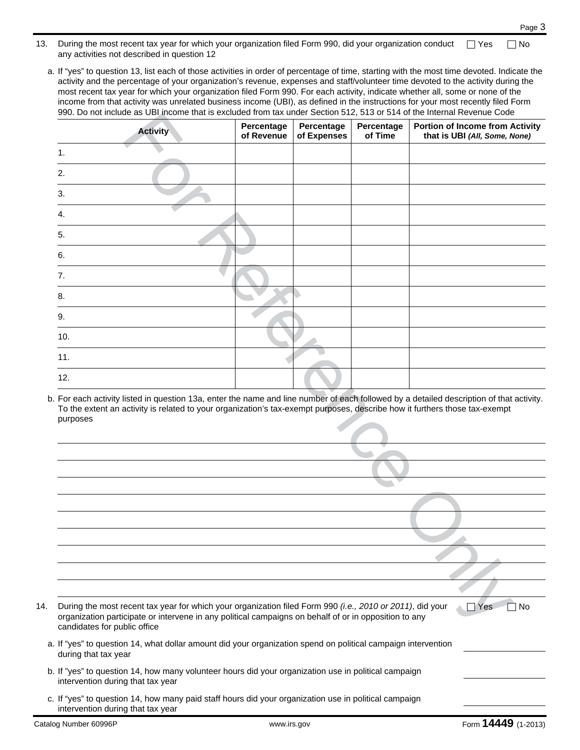13. During the most recent tax year for which your organization filed Form 990, did your organization conduct any activities not described in question 12 ☐ Yes ☐ No

a. If "yes" to question 13, list each of those activities in order of percentage of time, starting with the most time devoted. Indicate the activity and the percentage of your organization's revenue, expenses and staff/volunteer time devoted to the activity during the most recent tax year for which your organization filed Form 990. For each activity, indicate whether all, some or none of the income from that activity was unrelated business income (UBI), as defined in the instructions for your most recently filed Form 990. Do not include as UBI income that is excluded from tax under Section 512, 513 or 514 of the Internal Revenue Code

| Activity | Percentage of Revenue | Percentage of Expenses | Percentage of Time | Portion of Income from Activity that is UBI *(All, Some, None)* |
|---|---|---|---|---|
| 1. | | | | |
| 2. | | | | |
| 3. | | | | |
| 4. | | | | |
| 5. | | | | |
| 6. | | | | |
| 7. | | | | |
| 8. | | | | |
| 9. | | | | |
| 10. | | | | |
| 11. | | | | |
| 12. | | | | |

b. For each activity listed in question 13a, enter the name and line number of each followed by a detailed description of that activity. To the extent an activity is related to your organization's tax-exempt purposes, describe how it furthers those tax-exempt purposes

14. During the most recent tax year for which your organization filed Form 990 *(i.e., 2010 or 2011)*, did your organization participate or intervene in any political campaigns on behalf of or in opposition to any candidates for public office ☐ Yes ☐ No

a. If "yes" to question 14, what dollar amount did your organization spend on political campaign intervention during that tax year

b. If "yes" to question 14, how many volunteer hours did your organization use in political campaign intervention during that tax year

c. If "yes" to question 14, how many paid staff hours did your organization use in political campaign intervention during that tax year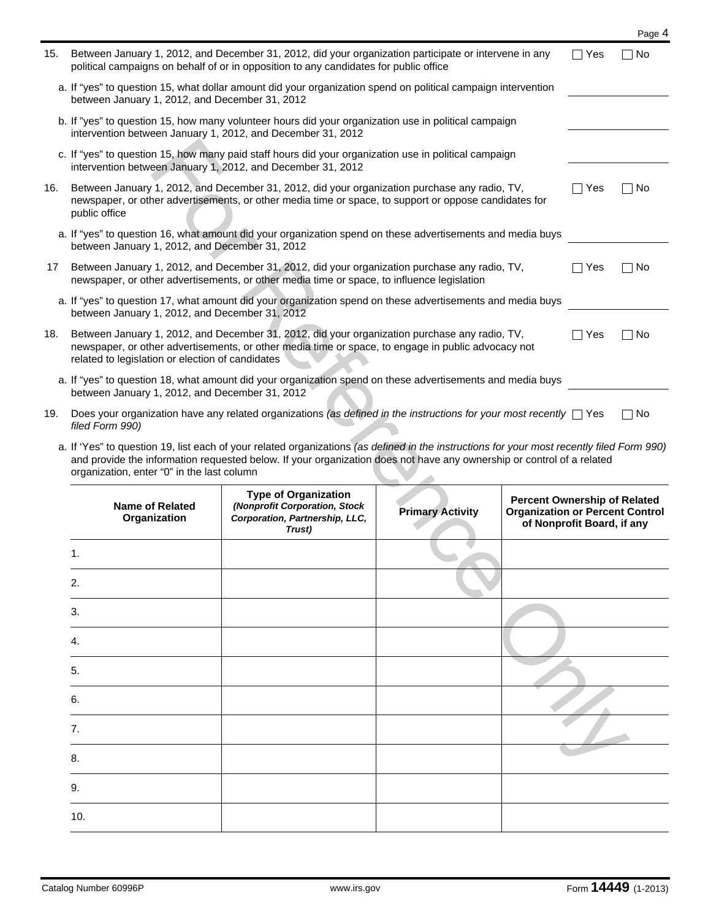15. Between January 1, 2012, and December 31, 2012, did your organization participate or intervene in any political campaigns on behalf of or in opposition to any candidates for public office ☐ Yes ☐ No

    a. If "yes" to question 15, what dollar amount did your organization spend on political campaign intervention between January 1, 2012, and December 31, 2012 ____________

    b. If "yes" to question 15, how many volunteer hours did your organization use in political campaign intervention between January 1, 2012, and December 31, 2012 ____________

    c. If "yes" to question 15, how many paid staff hours did your organization use in political campaign intervention between January 1, 2012, and December 31, 2012 ____________

16. Between January 1, 2012, and December 31, 2012, did your organization purchase any radio, TV, newspaper, or other advertisements, or other media time or space, to support or oppose candidates for public office ☐ Yes ☐ No

    a. If "yes" to question 16, what amount did your organization spend on these advertisements and media buys between January 1, 2012, and December 31, 2012 ____________

17 Between January 1, 2012, and December 31, 2012, did your organization purchase any radio, TV, newspaper, or other advertisements, or other media time or space, to influence legislation ☐ Yes ☐ No

    a. If "yes" to question 17, what amount did your organization spend on these advertisements and media buys between January 1, 2012, and December 31, 2012 ____________

18. Between January 1, 2012, and December 31, 2012, did your organization purchase any radio, TV, newspaper, or other advertisements, or other media time or space, to engage in public advocacy not related to legislation or election of candidates ☐ Yes ☐ No

    a. If "yes" to question 18, what amount did your organization spend on these advertisements and media buys between January 1, 2012, and December 31, 2012 ____________

19. Does your organization have any related organizations *(as defined in the instructions for your most recently filed Form 990)* ☐ Yes ☐ No

    a. If 'Yes" to question 19, list each of your related organizations *(as defined in the instructions for your most recently filed Form 990)* and provide the information requested below. If your organization does not have any ownership or control of a related organization, enter "0" in the last column

| Name of Related Organization | Type of Organization *(Nonprofit Corporation, Stock Corporation, Partnership, LLC, Trust)* | Primary Activity | Percent Ownership of Related Organization or Percent Control of Nonprofit Board, if any |
|---|---|---|---|
| 1. | | | |
| 2. | | | |
| 3. | | | |
| 4. | | | |
| 5. | | | |
| 6. | | | |
| 7. | | | |
| 8. | | | |
| 9. | | | |
| 10. | | | |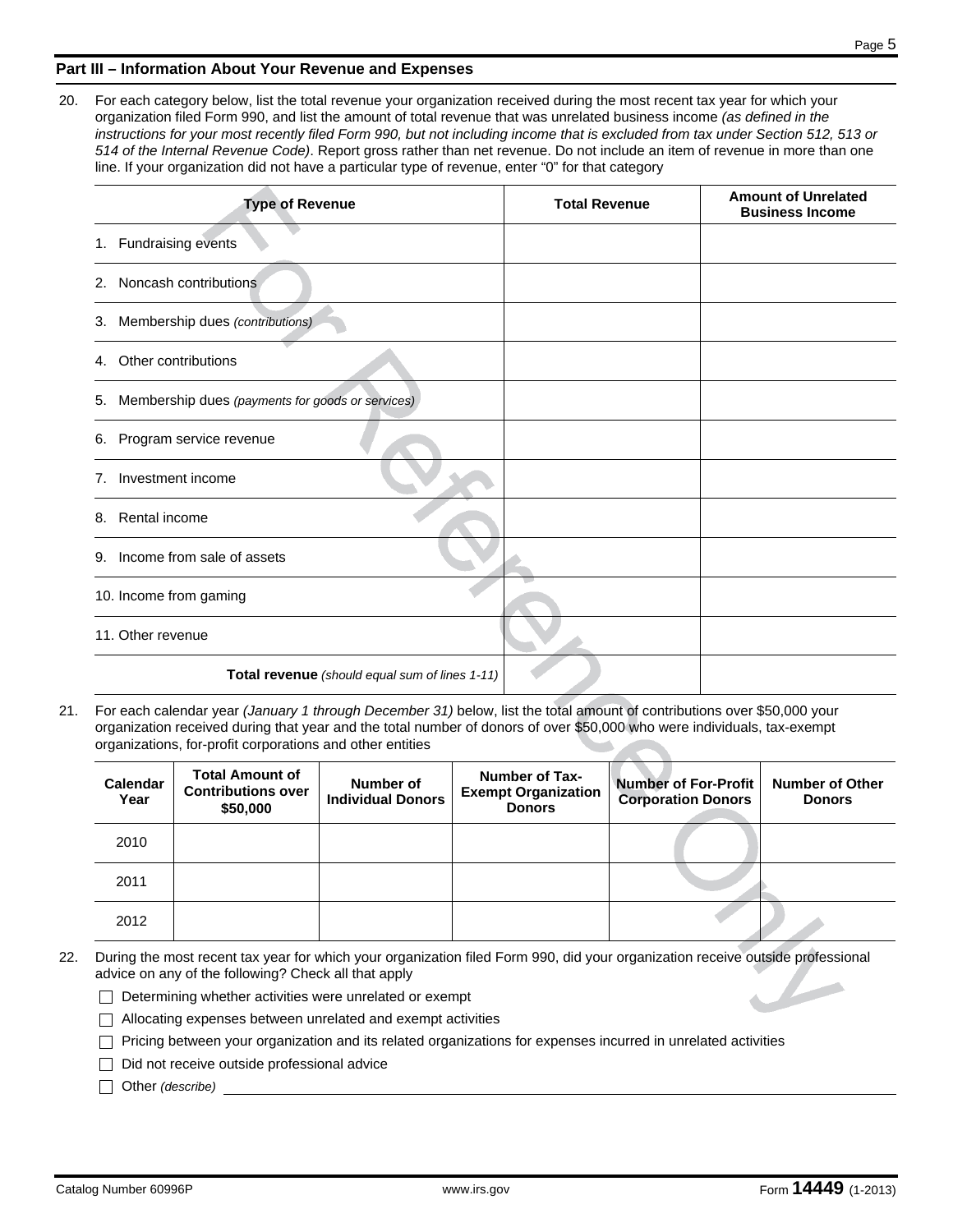## Part III – Information About Your Revenue and Expenses

20. For each category below, list the total revenue your organization received during the most recent tax year for which your organization filed Form 990, and list the amount of total revenue that was unrelated business income *(as defined in the instructions for your most recently filed Form 990, but not including income that is excluded from tax under Section 512, 513 or 514 of the Internal Revenue Code)*. Report gross rather than net revenue. Do not include an item of revenue in more than one line. If your organization did not have a particular type of revenue, enter "0" for that category

| Type of Revenue | Total Revenue | Amount of Unrelated Business Income |
|---|---|---|
| 1. Fundraising events | | |
| 2. Noncash contributions | | |
| 3. Membership dues *(contributions)* | | |
| 4. Other contributions | | |
| 5. Membership dues *(payments for goods or services)* | | |
| 6. Program service revenue | | |
| 7. Investment income | | |
| 8. Rental income | | |
| 9. Income from sale of assets | | |
| 10. Income from gaming | | |
| 11. Other revenue | | |
| **Total revenue** *(should equal sum of lines 1-11)* | | |

21. For each calendar year *(January 1 through December 31)* below, list the total amount of contributions over $50,000 your organization received during that year and the total number of donors of over $50,000 who were individuals, tax-exempt organizations, for-profit corporations and other entities

| Calendar Year | Total Amount of Contributions over $50,000 | Number of Individual Donors | Number of Tax-Exempt Organization Donors | Number of For-Profit Corporation Donors | Number of Other Donors |
|---|---|---|---|---|---|
| 2010 | | | | | |
| 2011 | | | | | |
| 2012 | | | | | |

22. During the most recent tax year for which your organization filed Form 990, did your organization receive outside professional advice on any of the following? Check all that apply

- ☐ Determining whether activities were unrelated or exempt
- ☐ Allocating expenses between unrelated and exempt activities
- ☐ Pricing between your organization and its related organizations for expenses incurred in unrelated activities
- ☐ Did not receive outside professional advice
- ☐ Other *(describe)* \_\_\_\_\_\_\_\_\_\_\_\_\_\_\_\_\_\_\_\_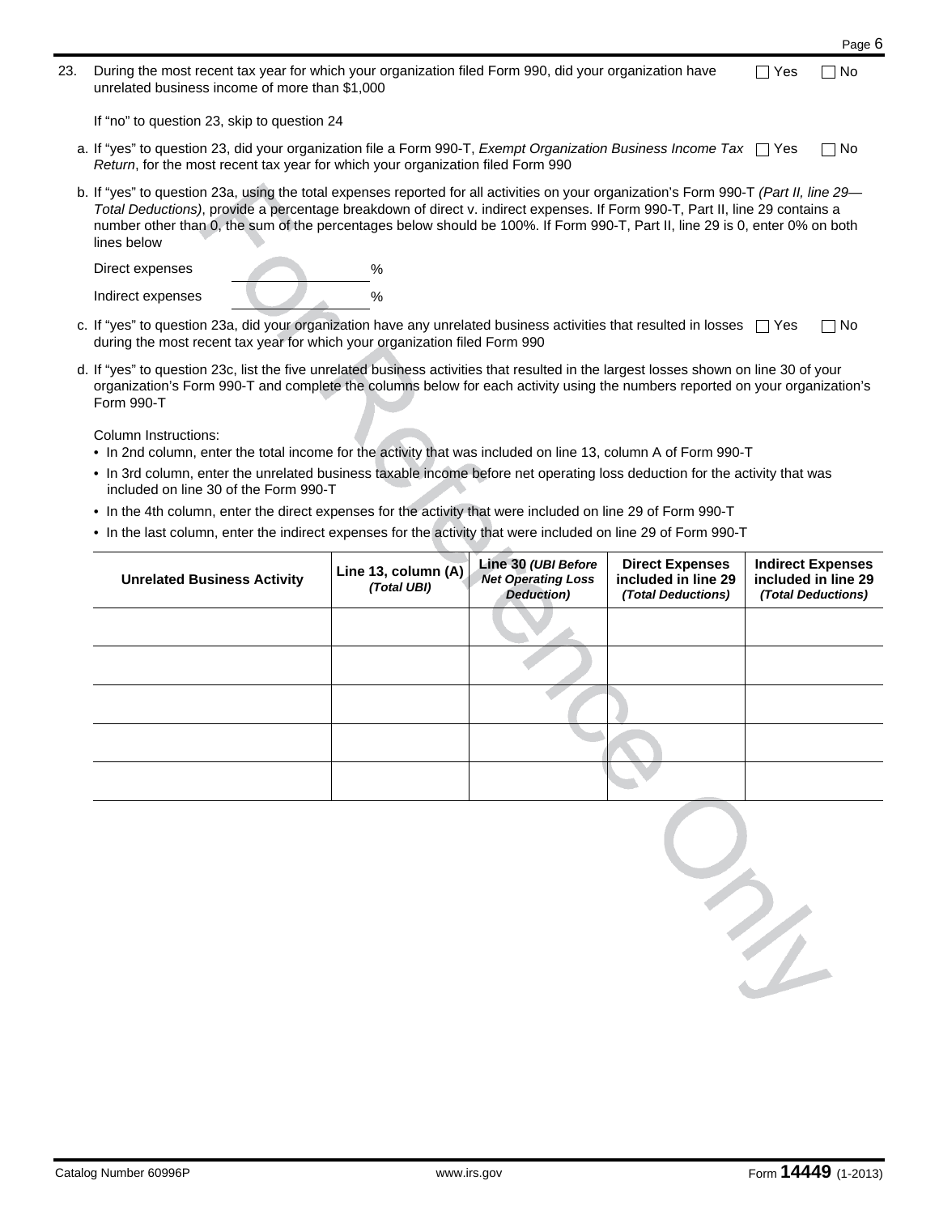23. During the most recent tax year for which your organization filed Form 990, did your organization have unrelated business income of more than $1,000 ☐ Yes ☐ No

If "no" to question 23, skip to question 24

a. If "yes" to question 23, did your organization file a Form 990-T, *Exempt Organization Business Income Tax Return*, for the most recent tax year for which your organization filed Form 990 ☐ Yes ☐ No

b. If "yes" to question 23a, using the total expenses reported for all activities on your organization's Form 990-T *(Part II, line 29—Total Deductions)*, provide a percentage breakdown of direct v. indirect expenses. If Form 990-T, Part II, line 29 contains a number other than 0, the sum of the percentages below should be 100%. If Form 990-T, Part II, line 29 is 0, enter 0% on both lines below

Direct expenses ________ %

Indirect expenses ________ %

c. If "yes" to question 23a, did your organization have any unrelated business activities that resulted in losses during the most recent tax year for which your organization filed Form 990 ☐ Yes ☐ No

d. If "yes" to question 23c, list the five unrelated business activities that resulted in the largest losses shown on line 30 of your organization's Form 990-T and complete the columns below for each activity using the numbers reported on your organization's Form 990-T

Column Instructions:

- In 2nd column, enter the total income for the activity that was included on line 13, column A of Form 990-T
- In 3rd column, enter the unrelated business taxable income before net operating loss deduction for the activity that was included on line 30 of the Form 990-T
- In the 4th column, enter the direct expenses for the activity that were included on line 29 of Form 990-T
- In the last column, enter the indirect expenses for the activity that were included on line 29 of Form 990-T

| Unrelated Business Activity | Line 13, column (A) *(Total UBI)* | Line 30 *(UBI Before Net Operating Loss Deduction)* | Direct Expenses included in line 29 *(Total Deductions)* | Indirect Expenses included in line 29 *(Total Deductions)* |
|---|---|---|---|---|
| | | | | |
| | | | | |
| | | | | |
| | | | | |
| | | | | |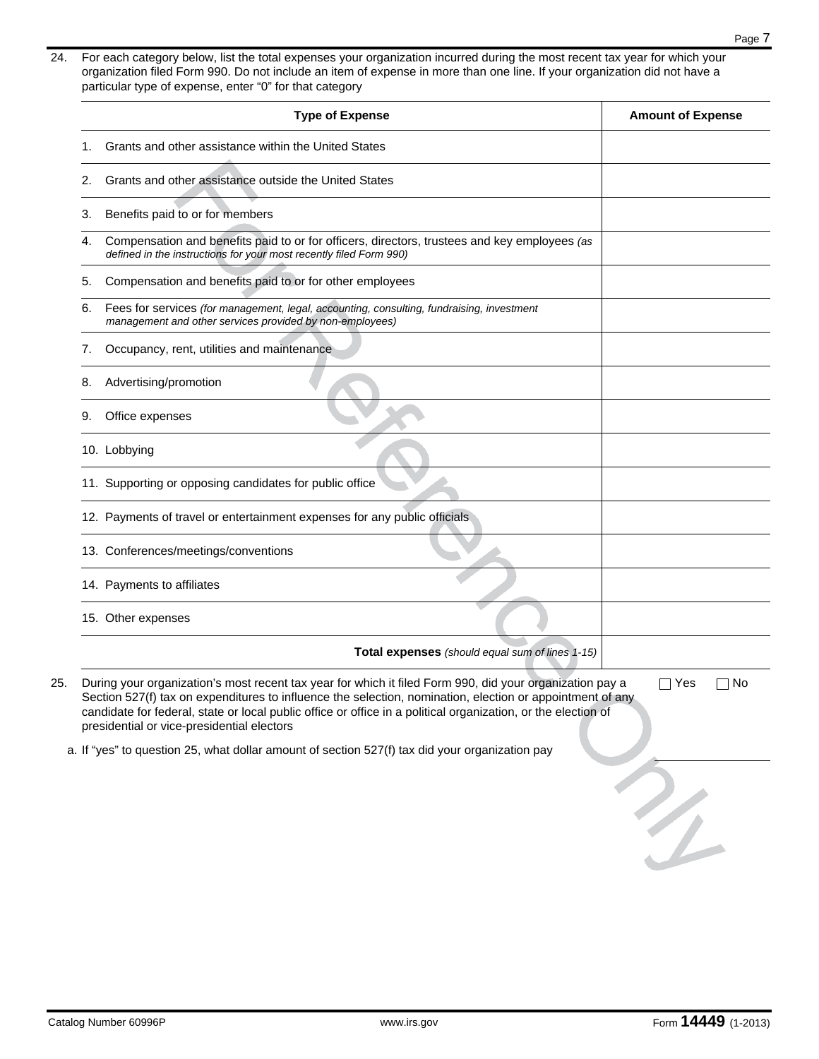24. For each category below, list the total expenses your organization incurred during the most recent tax year for which your organization filed Form 990. Do not include an item of expense in more than one line. If your organization did not have a particular type of expense, enter "0" for that category

| Type of Expense | Amount of Expense |
|---|---|
| 1. Grants and other assistance within the United States | |
| 2. Grants and other assistance outside the United States | |
| 3. Benefits paid to or for members | |
| 4. Compensation and benefits paid to or for officers, directors, trustees and key employees *(as defined in the instructions for your most recently filed Form 990)* | |
| 5. Compensation and benefits paid to or for other employees | |
| 6. Fees for services *(for management, legal, accounting, consulting, fundraising, investment management and other services provided by non-employees)* | |
| 7. Occupancy, rent, utilities and maintenance | |
| 8. Advertising/promotion | |
| 9. Office expenses | |
| 10. Lobbying | |
| 11. Supporting or opposing candidates for public office | |
| 12. Payments of travel or entertainment expenses for any public officials | |
| 13. Conferences/meetings/conventions | |
| 14. Payments to affiliates | |
| 15. Other expenses | |
| **Total expenses** *(should equal sum of lines 1-15)* | |

25. During your organization's most recent tax year for which it filed Form 990, did your organization pay a Section 527(f) tax on expenditures to influence the selection, nomination, election or appointment of any candidate for federal, state or local public office or office in a political organization, or the election of presidential or vice-presidential electors ☐ Yes ☐ No

a. If "yes" to question 25, what dollar amount of section 527(f) tax did your organization pay \_\_\_\_\_\_\_\_\_\_\_\_\_\_\_\_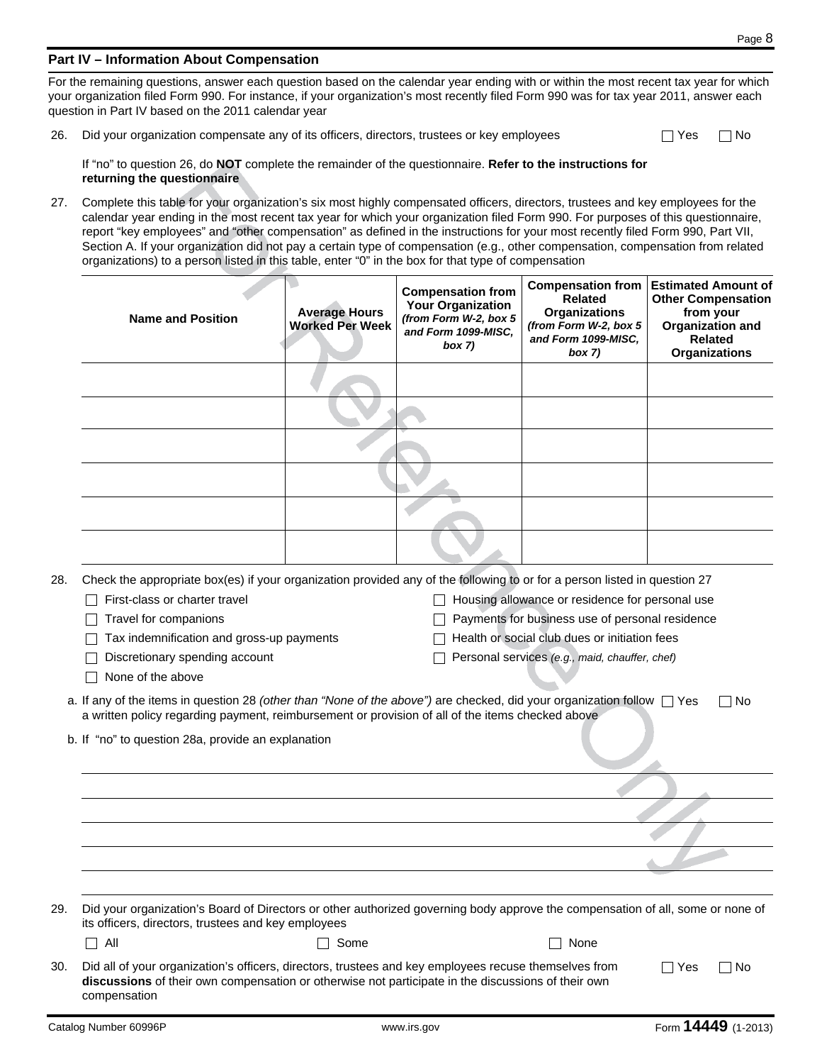## Part IV – Information About Compensation

For the remaining questions, answer each question based on the calendar year ending with or within the most recent tax year for which your organization filed Form 990. For instance, if your organization's most recently filed Form 990 was for tax year 2011, answer each question in Part IV based on the 2011 calendar year

26. Did your organization compensate any of its officers, directors, trustees or key employees ☐ Yes ☐ No

    If "no" to question 26, do **NOT** complete the remainder of the questionnaire. **Refer to the instructions for returning the questionnaire**

27. Complete this table for your organization's six most highly compensated officers, directors, trustees and key employees for the calendar year ending in the most recent tax year for which your organization filed Form 990. For purposes of this questionnaire, report "key employees" and "other compensation" as defined in the instructions for your most recently filed Form 990, Part VII, Section A. If your organization did not pay a certain type of compensation (e.g., other compensation, compensation from related organizations) to a person listed in this table, enter "0" in the box for that type of compensation

| Name and Position | Average Hours Worked Per Week | Compensation from Your Organization *(from Form W-2, box 5 and Form 1099-MISC, box 7)* | Compensation from Related Organizations *(from Form W-2, box 5 and Form 1099-MISC, box 7)* | Estimated Amount of Other Compensation from your Organization and Related Organizations |
|---|---|---|---|---|
| | | | | |
| | | | | |
| | | | | |
| | | | | |
| | | | | |
| | | | | |

28. Check the appropriate box(es) if your organization provided any of the following to or for a person listed in question 27

    ☐ First-class or charter travel
    ☐ Travel for companions
    ☐ Tax indemnification and gross-up payments
    ☐ Discretionary spending account
    ☐ None of the above
    ☐ Housing allowance or residence for personal use
    ☐ Payments for business use of personal residence
    ☐ Health or social club dues or initiation fees
    ☐ Personal services *(e.g., maid, chauffer, chef)*

    a. If any of the items in question 28 *(other than "None of the above")* are checked, did your organization follow a written policy regarding payment, reimbursement or provision of all of the items checked above ☐ Yes ☐ No

    b. If "no" to question 28a, provide an explanation

29. Did your organization's Board of Directors or other authorized governing body approve the compensation of all, some or none of its officers, directors, trustees and key employees

    ☐ All ☐ Some ☐ None

30. Did all of your organization's officers, directors, trustees and key employees recuse themselves from **discussions** of their own compensation or otherwise not participate in the discussions of their own compensation ☐ Yes ☐ No

For Reference Only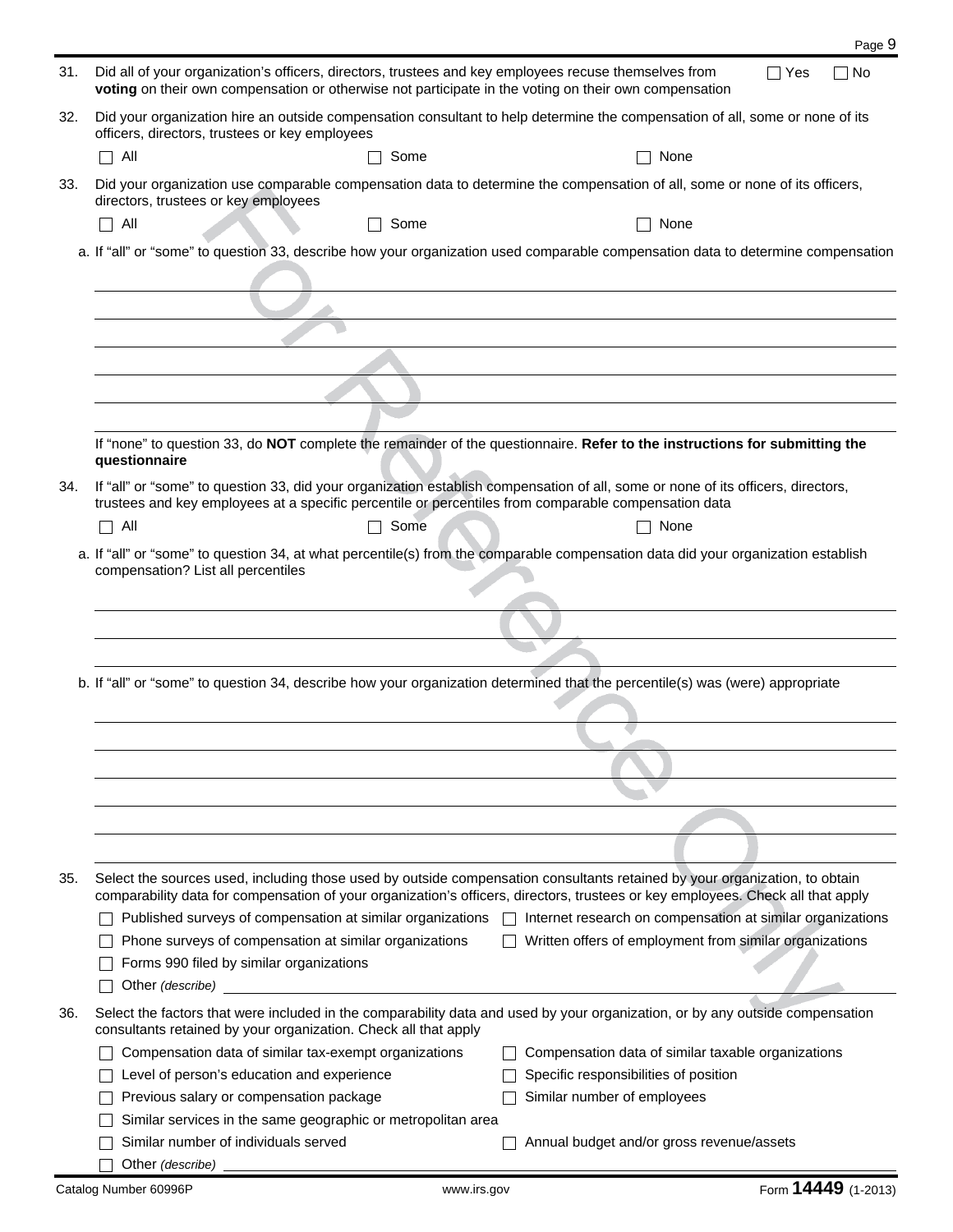31. Did all of your organization's officers, directors, trustees and key employees recuse themselves from **voting** on their own compensation or otherwise not participate in the voting on their own compensation ☐ Yes ☐ No

32. Did your organization hire an outside compensation consultant to help determine the compensation of all, some or none of its officers, directors, trustees or key employees

☐ All ☐ Some ☐ None

33. Did your organization use comparable compensation data to determine the compensation of all, some or none of its officers, directors, trustees or key employees

☐ All ☐ Some ☐ None

a. If "all" or "some" to question 33, describe how your organization used comparable compensation data to determine compensation

If "none" to question 33, do **NOT** complete the remainder of the questionnaire. **Refer to the instructions for submitting the questionnaire**

34. If "all" or "some" to question 33, did your organization establish compensation of all, some or none of its officers, directors, trustees and key employees at a specific percentile or percentiles from comparable compensation data

☐ All ☐ Some ☐ None

a. If "all" or "some" to question 34, at what percentile(s) from the comparable compensation data did your organization establish compensation? List all percentiles

b. If "all" or "some" to question 34, describe how your organization determined that the percentile(s) was (were) appropriate

35. Select the sources used, including those used by outside compensation consultants retained by your organization, to obtain comparability data for compensation of your organization's officers, directors, trustees or key employees. Check all that apply

☐ Published surveys of compensation at similar organizations
☐ Internet research on compensation at similar organizations
☐ Phone surveys of compensation at similar organizations
☐ Written offers of employment from similar organizations
☐ Forms 990 filed by similar organizations
☐ Other *(describe)*

36. Select the factors that were included in the comparability data and used by your organization, or by any outside compensation consultants retained by your organization. Check all that apply

☐ Compensation data of similar tax-exempt organizations
☐ Compensation data of similar taxable organizations
☐ Level of person's education and experience
☐ Specific responsibilities of position
☐ Previous salary or compensation package
☐ Similar number of employees
☐ Similar services in the same geographic or metropolitan area
☐ Similar number of individuals served
☐ Annual budget and/or gross revenue/assets
☐ Other *(describe)*

Catalog Number 60996P www.irs.gov Form **14449** (1-2013)